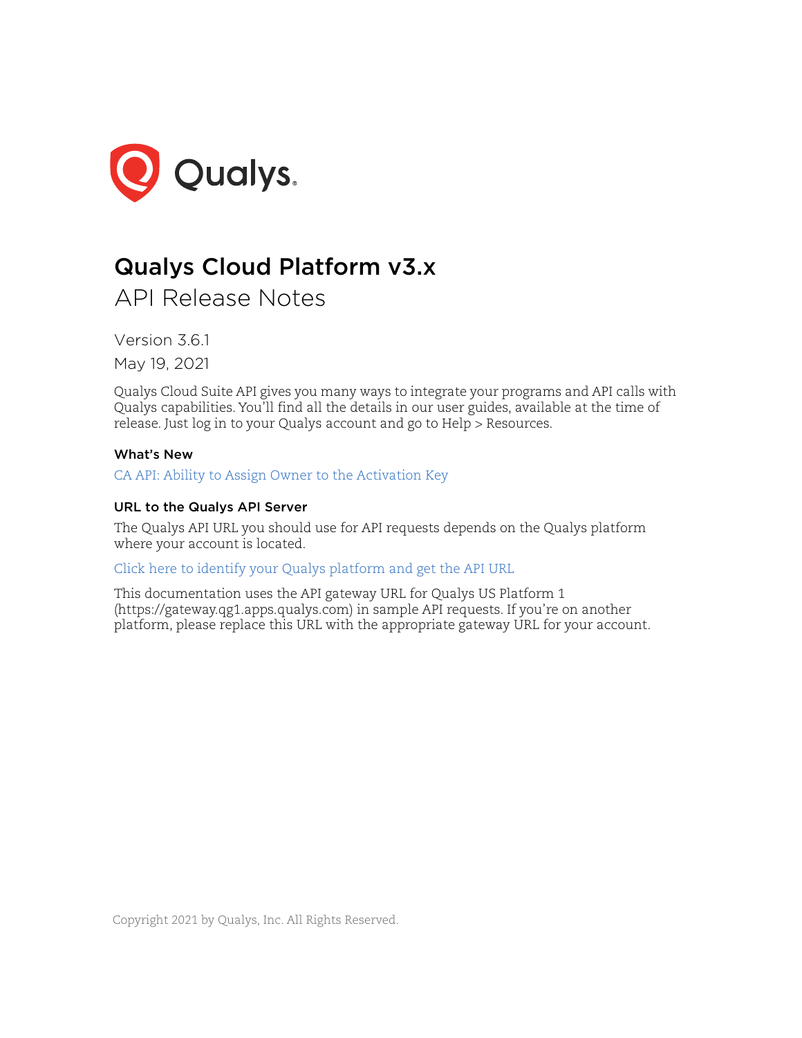Qualys.

# Qualys Cloud Platform v3.x

## API Release Notes

Version 3.6.1

May 19, 2021

Qualys Cloud Suite API gives you many ways to integrate your programs and API calls with Qualys capabilities. You'll find all the details in our user guides, available at the time of release. Just log in to your Qualys account and go to Help > Resources.

### What's New

CA API: Ability to Assign Owner to the Activation Key

### URL to the Qualys API Server

The Qualys API URL you should use for API requests depends on the Qualys platform where your account is located.

Click here to identify your Qualys platform and get the API URL

This documentation uses the API gateway URL for Qualys US Platform 1 (https://gateway.qg1.apps.qualys.com) in sample API requests. If you're on another platform, please replace this URL with the appropriate gateway URL for your account.

Copyright 2021 by Qualys, Inc. All Rights Reserved.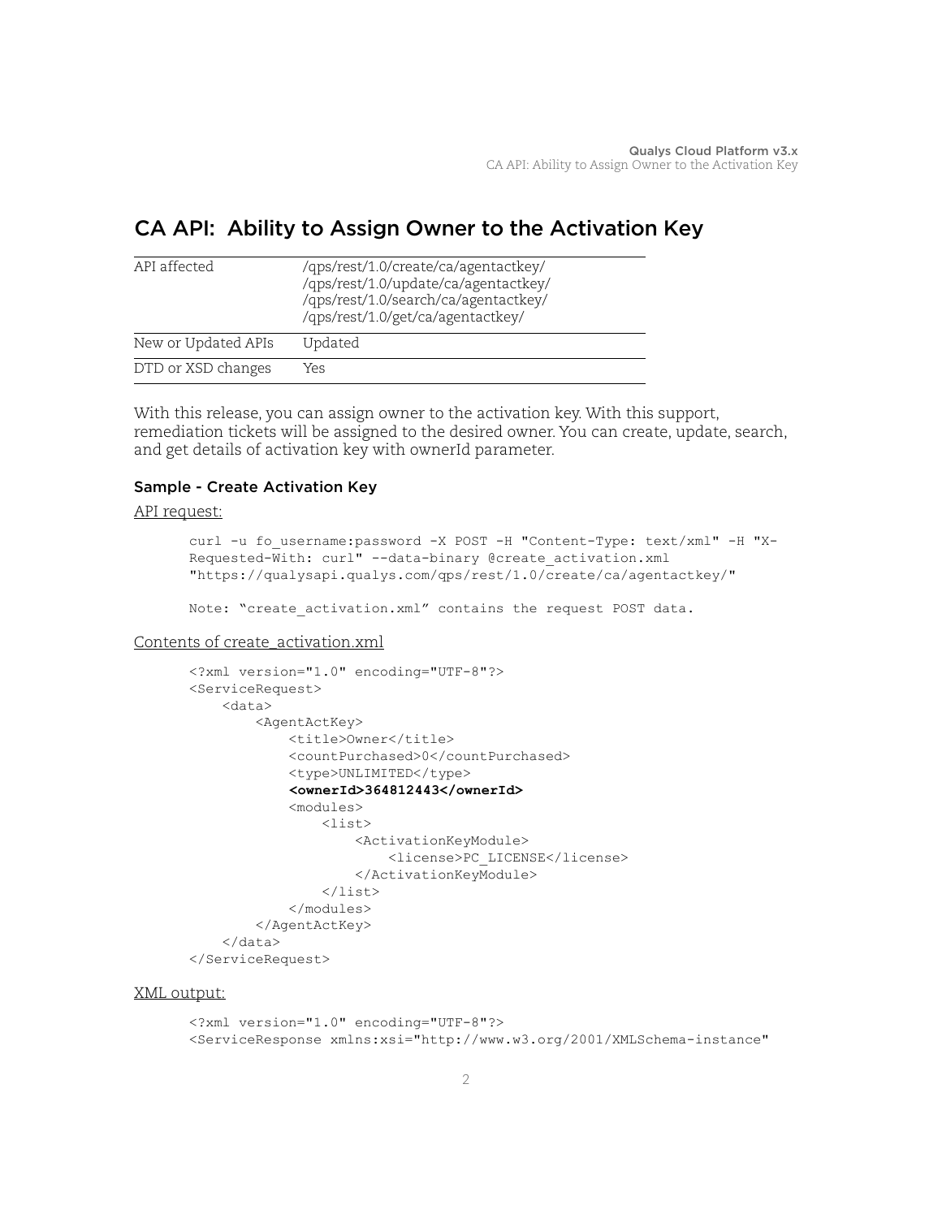# CA API: Ability to Assign Owner to the Activation Key

| API affected | /qps/rest/1.0/create/ca/agentactkey/<br>/qps/rest/1.0/update/ca/agentactkey/<br>/qps/rest/1.0/search/ca/agentactkey/<br>/qps/rest/1.0/get/ca/agentactkey/ |
|---|---|
| New or Updated APIs | Updated |
| DTD or XSD changes | Yes |

With this release, you can assign owner to the activation key. With this support, remediation tickets will be assigned to the desired owner. You can create, update, search, and get details of activation key with ownerId parameter.

### Sample - Create Activation Key

API request:

```
curl -u fo_username:password -X POST -H "Content-Type: text/xml" -H "X-
Requested-With: curl" --data-binary @create_activation.xml
"https://qualysapi.qualys.com/qps/rest/1.0/create/ca/agentactkey/"

Note: "create_activation.xml" contains the request POST data.
```

Contents of create_activation.xml

```
<?xml version="1.0" encoding="UTF-8"?>
<ServiceRequest>
    <data>
        <AgentActKey>
            <title>Owner</title>
            <countPurchased>0</countPurchased>
            <type>UNLIMITED</type>
            <ownerId>364812443</ownerId>
            <modules>
                <list>
                    <ActivationKeyModule>
                        <license>PC_LICENSE</license>
                    </ActivationKeyModule>
                </list>
            </modules>
        </AgentActKey>
    </data>
</ServiceRequest>
```

XML output:

```
<?xml version="1.0" encoding="UTF-8"?>
<ServiceResponse xmlns:xsi="http://www.w3.org/2001/XMLSchema-instance"
```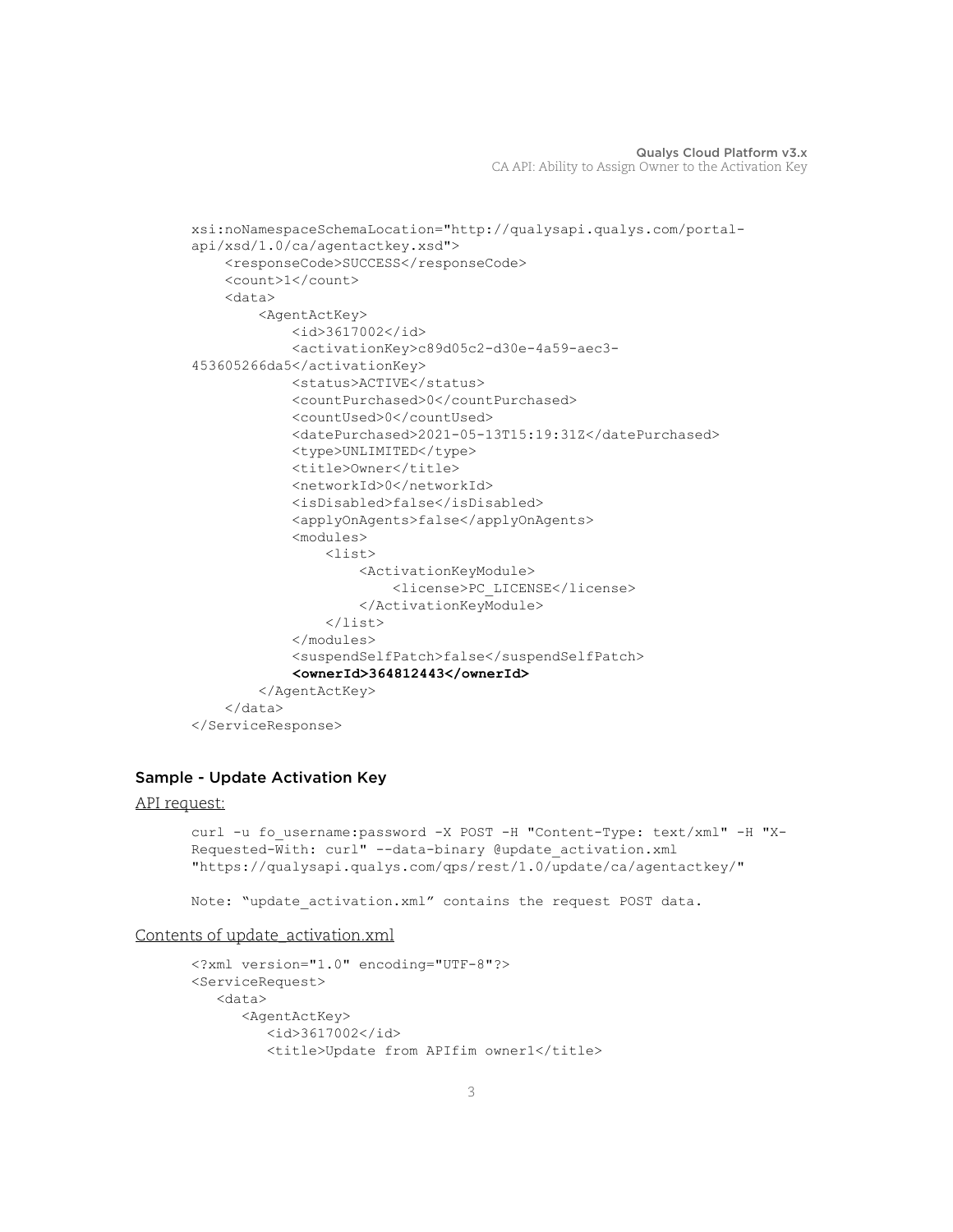```
xsi:noNamespaceSchemaLocation="http://qualysapi.qualys.com/portal-
api/xsd/1.0/ca/agentactkey.xsd">
    <responseCode>SUCCESS</responseCode>
    <count>1</count>
    <data>
        <AgentActKey>
            <id>3617002</id>
            <activationKey>c89d05c2-d30e-4a59-aec3-
453605266da5</activationKey>
            <status>ACTIVE</status>
            <countPurchased>0</countPurchased>
            <countUsed>0</countUsed>
            <datePurchased>2021-05-13T15:19:31Z</datePurchased>
            <type>UNLIMITED</type>
            <title>Owner</title>
            <networkId>0</networkId>
            <isDisabled>false</isDisabled>
            <applyOnAgents>false</applyOnAgents>
            <modules>
                <list>
                    <ActivationKeyModule>
                        <license>PC_LICENSE</license>
                    </ActivationKeyModule>
                </list>
            </modules>
            <suspendSelfPatch>false</suspendSelfPatch>
            <ownerId>364812443</ownerId>
        </AgentActKey>
    </data>
</ServiceResponse>
```

### Sample - Update Activation Key

API request:

```
curl -u fo_username:password -X POST -H "Content-Type: text/xml" -H "X-
Requested-With: curl" --data-binary @update_activation.xml
"https://qualysapi.qualys.com/qps/rest/1.0/update/ca/agentactkey/"

Note: "update_activation.xml" contains the request POST data.
```

Contents of update_activation.xml

```
<?xml version="1.0" encoding="UTF-8"?>
<ServiceRequest>
   <data>
      <AgentActKey>
         <id>3617002</id>
         <title>Update from APIfim owner1</title>
```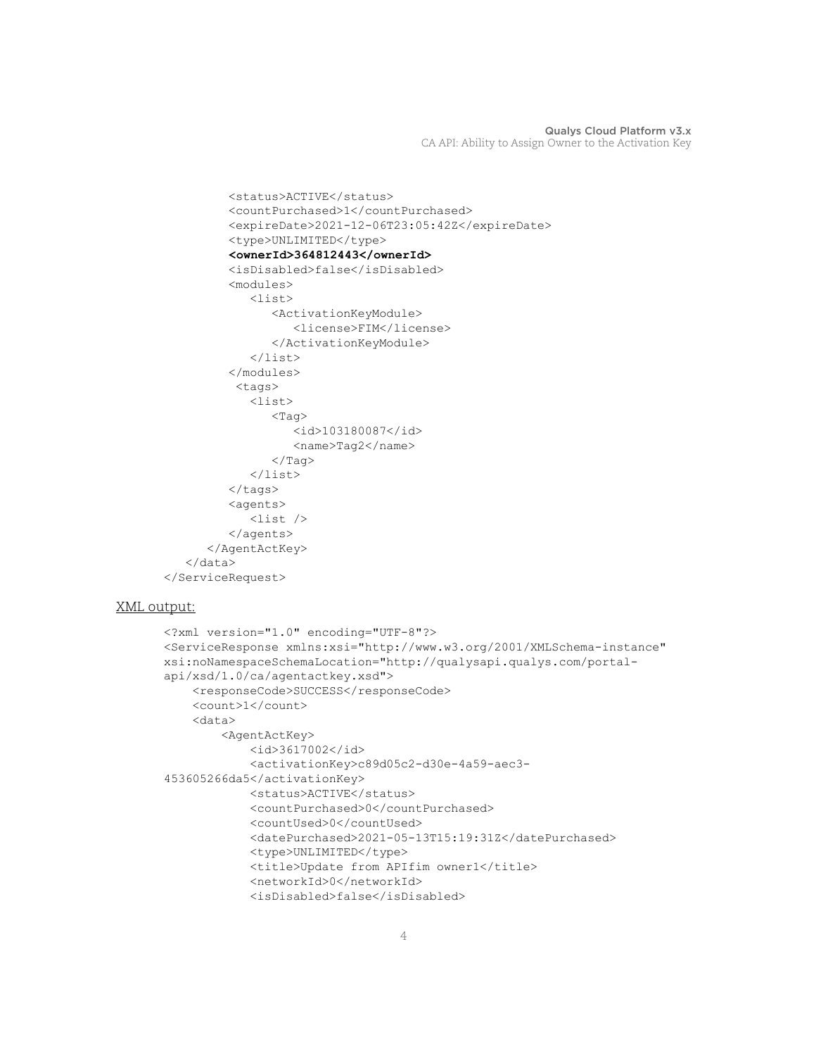```
        <status>ACTIVE</status>
        <countPurchased>1</countPurchased>
        <expireDate>2021-12-06T23:05:42Z</expireDate>
        <type>UNLIMITED</type>
        <ownerId>364812443</ownerId>
        <isDisabled>false</isDisabled>
        <modules>
           <list>
              <ActivationKeyModule>
                 <license>FIM</license>
              </ActivationKeyModule>
           </list>
        </modules>
         <tags>
           <list>
              <Tag>
                 <id>103180087</id>
                 <name>Tag2</name>
              </Tag>
           </list>
        </tags>
        <agents>
           <list />
        </agents>
     </AgentActKey>
  </data>
</ServiceRequest>
```

XML output:

```
<?xml version="1.0" encoding="UTF-8"?>
<ServiceResponse xmlns:xsi="http://www.w3.org/2001/XMLSchema-instance"
xsi:noNamespaceSchemaLocation="http://qualysapi.qualys.com/portal-
api/xsd/1.0/ca/agentactkey.xsd">
    <responseCode>SUCCESS</responseCode>
    <count>1</count>
    <data>
        <AgentActKey>
            <id>3617002</id>
            <activationKey>c89d05c2-d30e-4a59-aec3-
453605266da5</activationKey>
            <status>ACTIVE</status>
            <countPurchased>0</countPurchased>
            <countUsed>0</countUsed>
            <datePurchased>2021-05-13T15:19:31Z</datePurchased>
            <type>UNLIMITED</type>
            <title>Update from APIfim owner1</title>
            <networkId>0</networkId>
            <isDisabled>false</isDisabled>
```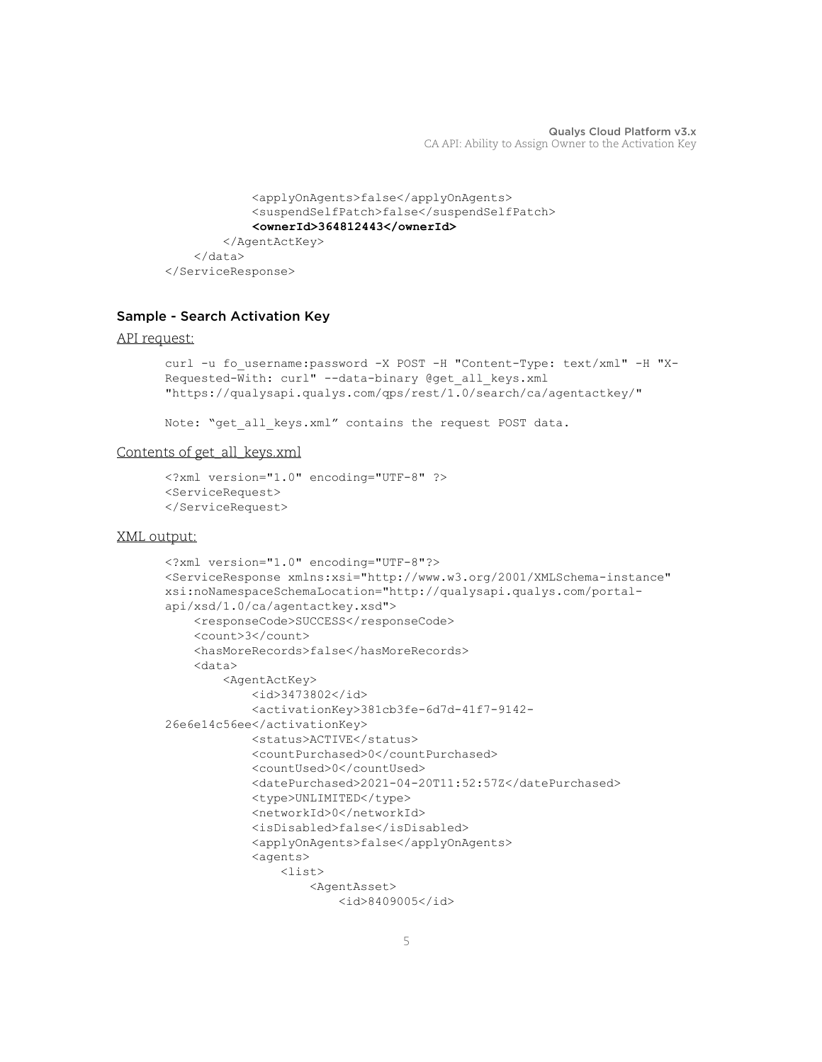```
            <applyOnAgents>false</applyOnAgents>
            <suspendSelfPatch>false</suspendSelfPatch>
            <ownerId>364812443</ownerId>
        </AgentActKey>
    </data>
</ServiceResponse>
```

### Sample - Search Activation Key

API request:

```
curl -u fo_username:password -X POST -H "Content-Type: text/xml" -H "X-
Requested-With: curl" --data-binary @get_all_keys.xml
"https://qualysapi.qualys.com/qps/rest/1.0/search/ca/agentactkey/"

Note: "get_all_keys.xml" contains the request POST data.
```

Contents of get_all_keys.xml

```
<?xml version="1.0" encoding="UTF-8" ?>
<ServiceRequest>
</ServiceRequest>
```

XML output:

```
<?xml version="1.0" encoding="UTF-8"?>
<ServiceResponse xmlns:xsi="http://www.w3.org/2001/XMLSchema-instance"
xsi:noNamespaceSchemaLocation="http://qualysapi.qualys.com/portal-
api/xsd/1.0/ca/agentactkey.xsd">
    <responseCode>SUCCESS</responseCode>
    <count>3</count>
    <hasMoreRecords>false</hasMoreRecords>
    <data>
        <AgentActKey>
            <id>3473802</id>
            <activationKey>381cb3fe-6d7d-41f7-9142-
26e6e14c56ee</activationKey>
            <status>ACTIVE</status>
            <countPurchased>0</countPurchased>
            <countUsed>0</countUsed>
            <datePurchased>2021-04-20T11:52:57Z</datePurchased>
            <type>UNLIMITED</type>
            <networkId>0</networkId>
            <isDisabled>false</isDisabled>
            <applyOnAgents>false</applyOnAgents>
            <agents>
                <list>
                    <AgentAsset>
                        <id>8409005</id>
```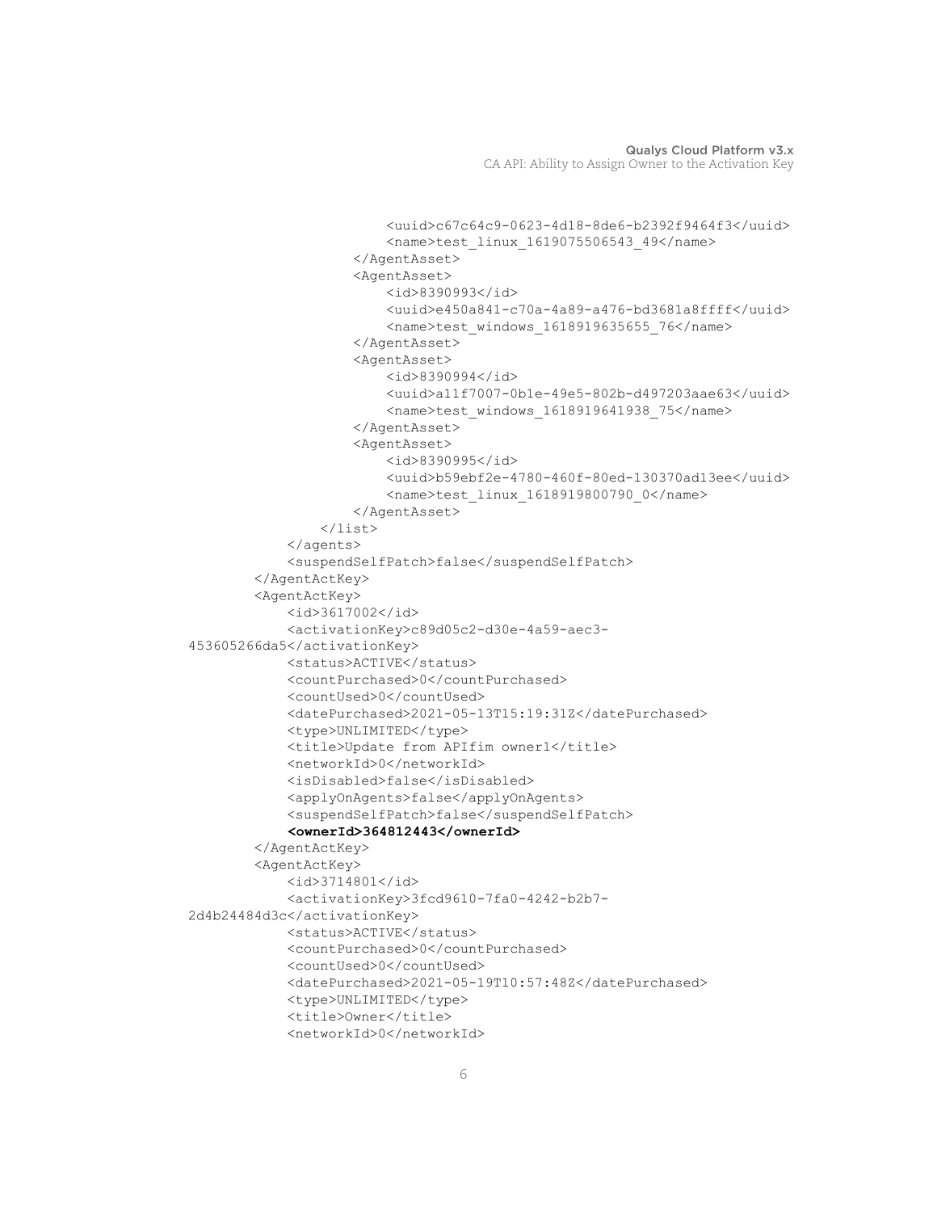```
                    <uuid>c67c64c9-0623-4d18-8de6-b2392f9464f3</uuid>
                    <name>test_linux_1619075506543_49</name>
                </AgentAsset>
                <AgentAsset>
                    <id>8390993</id>
                    <uuid>e450a841-c70a-4a89-a476-bd3681a8ffff</uuid>
                    <name>test_windows_1618919635655_76</name>
                </AgentAsset>
                <AgentAsset>
                    <id>8390994</id>
                    <uuid>a11f7007-0b1e-49e5-802b-d497203aae63</uuid>
                    <name>test_windows_1618919641938_75</name>
                </AgentAsset>
                <AgentAsset>
                    <id>8390995</id>
                    <uuid>b59ebf2e-4780-460f-80ed-130370ad13ee</uuid>
                    <name>test_linux_1618919800790_0</name>
                </AgentAsset>
            </list>
        </agents>
        <suspendSelfPatch>false</suspendSelfPatch>
    </AgentActKey>
    <AgentActKey>
        <id>3617002</id>
        <activationKey>c89d05c2-d30e-4a59-aec3-
453605266da5</activationKey>
        <status>ACTIVE</status>
        <countPurchased>0</countPurchased>
        <countUsed>0</countUsed>
        <datePurchased>2021-05-13T15:19:31Z</datePurchased>
        <type>UNLIMITED</type>
        <title>Update from APIfim owner1</title>
        <networkId>0</networkId>
        <isDisabled>false</isDisabled>
        <applyOnAgents>false</applyOnAgents>
        <suspendSelfPatch>false</suspendSelfPatch>
        <ownerId>364812443</ownerId>
    </AgentActKey>
    <AgentActKey>
        <id>3714801</id>
        <activationKey>3fcd9610-7fa0-4242-b2b7-
2d4b24484d3c</activationKey>
        <status>ACTIVE</status>
        <countPurchased>0</countPurchased>
        <countUsed>0</countUsed>
        <datePurchased>2021-05-19T10:57:48Z</datePurchased>
        <type>UNLIMITED</type>
        <title>Owner</title>
        <networkId>0</networkId>
```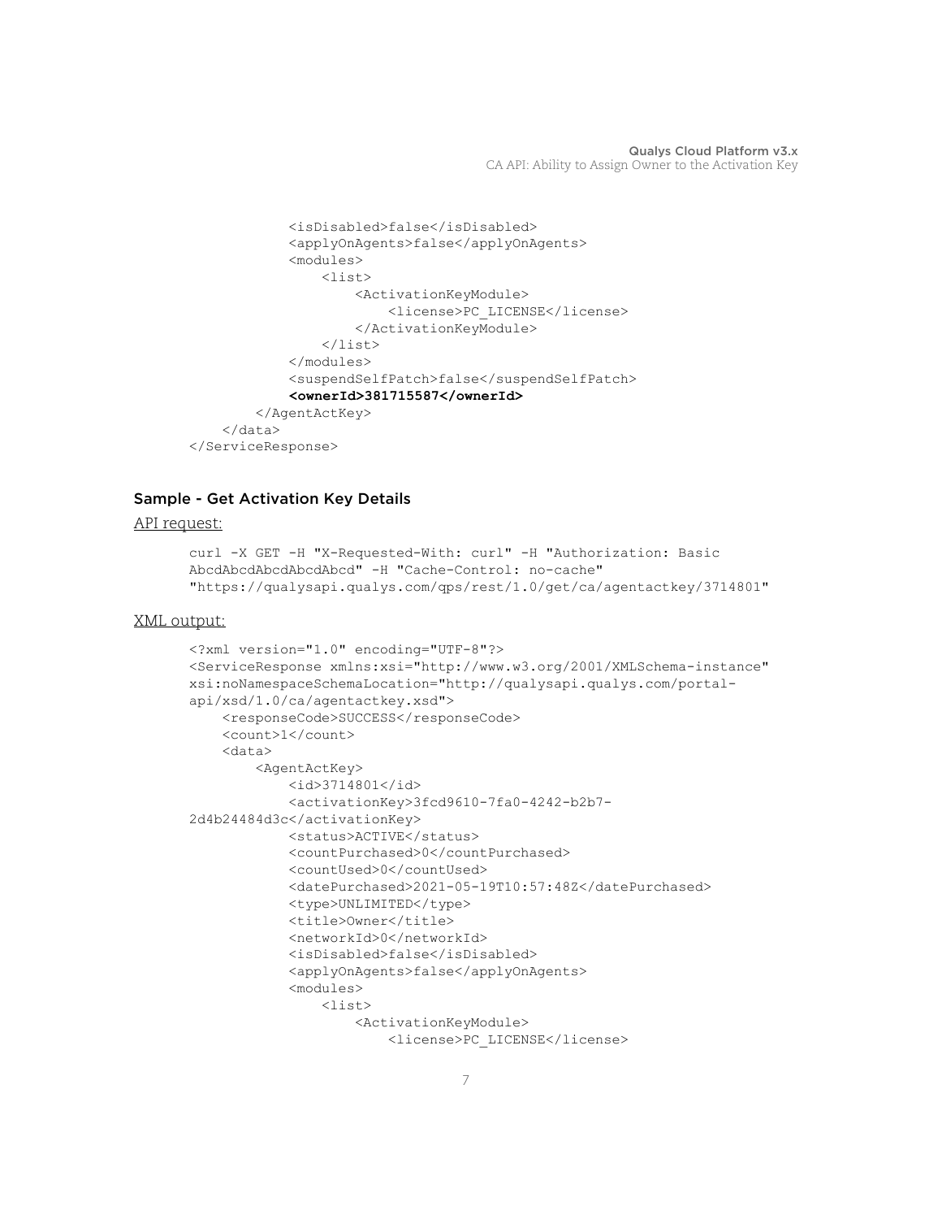```
            <isDisabled>false</isDisabled>
            <applyOnAgents>false</applyOnAgents>
            <modules>
                <list>
                    <ActivationKeyModule>
                        <license>PC_LICENSE</license>
                    </ActivationKeyModule>
                </list>
            </modules>
            <suspendSelfPatch>false</suspendSelfPatch>
            <ownerId>381715587</ownerId>
        </AgentActKey>
    </data>
</ServiceResponse>
```

### Sample - Get Activation Key Details

API request:

```
curl -X GET -H "X-Requested-With: curl" -H "Authorization: Basic
AbcdAbcdAbcdAbcdAbcd" -H "Cache-Control: no-cache"
"https://qualysapi.qualys.com/qps/rest/1.0/get/ca/agentactkey/3714801"
```

XML output:

```
<?xml version="1.0" encoding="UTF-8"?>
<ServiceResponse xmlns:xsi="http://www.w3.org/2001/XMLSchema-instance"
xsi:noNamespaceSchemaLocation="http://qualysapi.qualys.com/portal-
api/xsd/1.0/ca/agentactkey.xsd">
    <responseCode>SUCCESS</responseCode>
    <count>1</count>
    <data>
        <AgentActKey>
            <id>3714801</id>
            <activationKey>3fcd9610-7fa0-4242-b2b7-
2d4b24484d3c</activationKey>
            <status>ACTIVE</status>
            <countPurchased>0</countPurchased>
            <countUsed>0</countUsed>
            <datePurchased>2021-05-19T10:57:48Z</datePurchased>
            <type>UNLIMITED</type>
            <title>Owner</title>
            <networkId>0</networkId>
            <isDisabled>false</isDisabled>
            <applyOnAgents>false</applyOnAgents>
            <modules>
                <list>
                    <ActivationKeyModule>
                        <license>PC_LICENSE</license>
```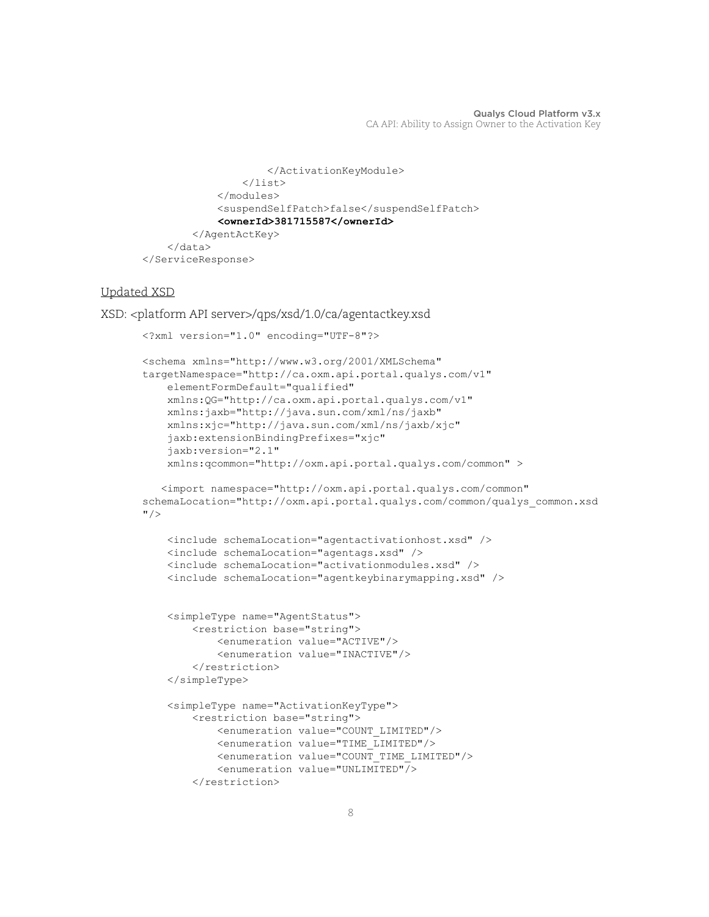```
                </ActivationKeyModule>
            </list>
        </modules>
        <suspendSelfPatch>false</suspendSelfPatch>
        <ownerId>381715587</ownerId>
    </AgentActKey>
  </data>
</ServiceResponse>
```

Updated XSD

XSD: <platform API server>/qps/xsd/1.0/ca/agentactkey.xsd

```
<?xml version="1.0" encoding="UTF-8"?>

<schema xmlns="http://www.w3.org/2001/XMLSchema"
targetNamespace="http://ca.oxm.api.portal.qualys.com/v1"
    elementFormDefault="qualified"
    xmlns:QG="http://ca.oxm.api.portal.qualys.com/v1"
    xmlns:jaxb="http://java.sun.com/xml/ns/jaxb"
    xmlns:xjc="http://java.sun.com/xml/ns/jaxb/xjc"
    jaxb:extensionBindingPrefixes="xjc"
    jaxb:version="2.1"
    xmlns:qcommon="http://oxm.api.portal.qualys.com/common" >

   <import namespace="http://oxm.api.portal.qualys.com/common"
schemaLocation="http://oxm.api.portal.qualys.com/common/qualys_common.xsd
"/>

    <include schemaLocation="agentactivationhost.xsd" />
    <include schemaLocation="agentags.xsd" />
    <include schemaLocation="activationmodules.xsd" />
    <include schemaLocation="agentkeybinarymapping.xsd" />


    <simpleType name="AgentStatus">
        <restriction base="string">
            <enumeration value="ACTIVE"/>
            <enumeration value="INACTIVE"/>
        </restriction>
    </simpleType>

    <simpleType name="ActivationKeyType">
        <restriction base="string">
            <enumeration value="COUNT_LIMITED"/>
            <enumeration value="TIME_LIMITED"/>
            <enumeration value="COUNT_TIME_LIMITED"/>
            <enumeration value="UNLIMITED"/>
        </restriction>
```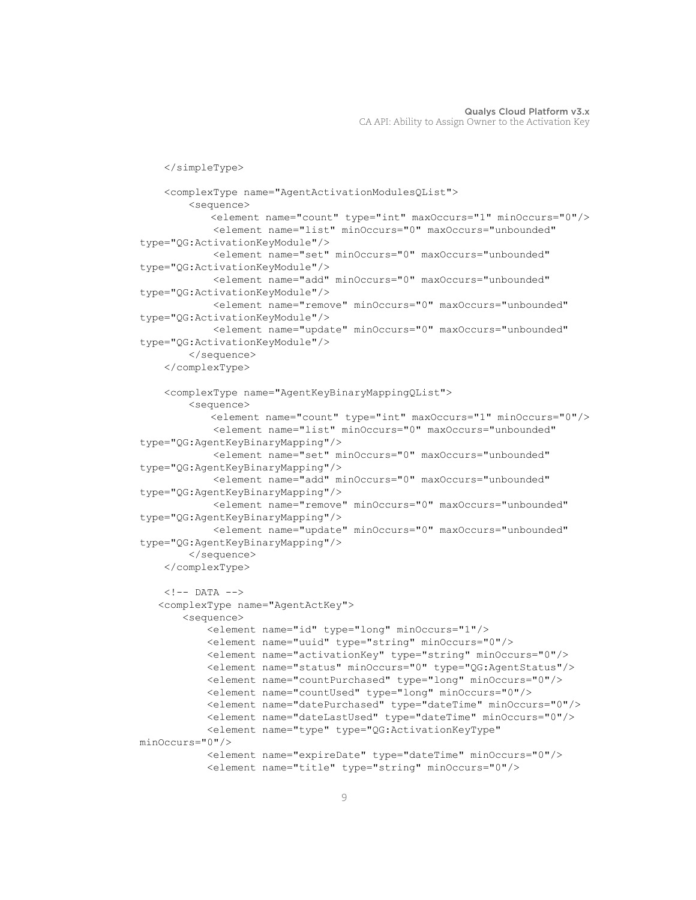```
    </simpleType>

    <complexType name="AgentActivationModulesQList">
        <sequence>
            <element name="count" type="int" maxOccurs="1" minOccurs="0"/>
             <element name="list" minOccurs="0" maxOccurs="unbounded"
type="QG:ActivationKeyModule"/>
             <element name="set" minOccurs="0" maxOccurs="unbounded"
type="QG:ActivationKeyModule"/>
             <element name="add" minOccurs="0" maxOccurs="unbounded"
type="QG:ActivationKeyModule"/>
             <element name="remove" minOccurs="0" maxOccurs="unbounded"
type="QG:ActivationKeyModule"/>
             <element name="update" minOccurs="0" maxOccurs="unbounded"
type="QG:ActivationKeyModule"/>
        </sequence>
    </complexType>

    <complexType name="AgentKeyBinaryMappingQList">
        <sequence>
            <element name="count" type="int" maxOccurs="1" minOccurs="0"/>
             <element name="list" minOccurs="0" maxOccurs="unbounded"
type="QG:AgentKeyBinaryMapping"/>
             <element name="set" minOccurs="0" maxOccurs="unbounded"
type="QG:AgentKeyBinaryMapping"/>
             <element name="add" minOccurs="0" maxOccurs="unbounded"
type="QG:AgentKeyBinaryMapping"/>
             <element name="remove" minOccurs="0" maxOccurs="unbounded"
type="QG:AgentKeyBinaryMapping"/>
             <element name="update" minOccurs="0" maxOccurs="unbounded"
type="QG:AgentKeyBinaryMapping"/>
        </sequence>
    </complexType>

    <!-- DATA -->
   <complexType name="AgentActKey">
       <sequence>
           <element name="id" type="long" minOccurs="1"/>
           <element name="uuid" type="string" minOccurs="0"/>
           <element name="activationKey" type="string" minOccurs="0"/>
           <element name="status" minOccurs="0" type="QG:AgentStatus"/>
           <element name="countPurchased" type="long" minOccurs="0"/>
           <element name="countUsed" type="long" minOccurs="0"/>
           <element name="datePurchased" type="dateTime" minOccurs="0"/>
           <element name="dateLastUsed" type="dateTime" minOccurs="0"/>
           <element name="type" type="QG:ActivationKeyType"
minOccurs="0"/>
           <element name="expireDate" type="dateTime" minOccurs="0"/>
           <element name="title" type="string" minOccurs="0"/>
```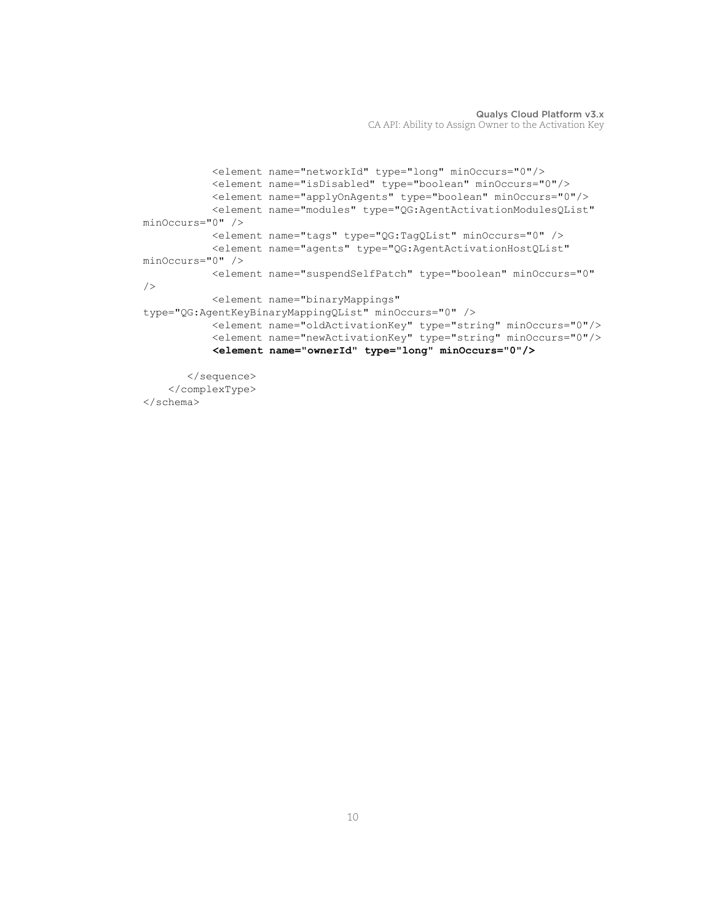```
            <element name="networkId" type="long" minOccurs="0"/>
            <element name="isDisabled" type="boolean" minOccurs="0"/>
            <element name="applyOnAgents" type="boolean" minOccurs="0"/>
            <element name="modules" type="QG:AgentActivationModulesQList"
minOccurs="0" />
            <element name="tags" type="QG:TagQList" minOccurs="0" />
            <element name="agents" type="QG:AgentActivationHostQList"
minOccurs="0" />
            <element name="suspendSelfPatch" type="boolean" minOccurs="0"
/>
            <element name="binaryMappings"
type="QG:AgentKeyBinaryMappingQList" minOccurs="0" />
            <element name="oldActivationKey" type="string" minOccurs="0"/>
            <element name="newActivationKey" type="string" minOccurs="0"/>
            <element name="ownerId" type="long" minOccurs="0"/>

        </sequence>
    </complexType>
</schema>
```